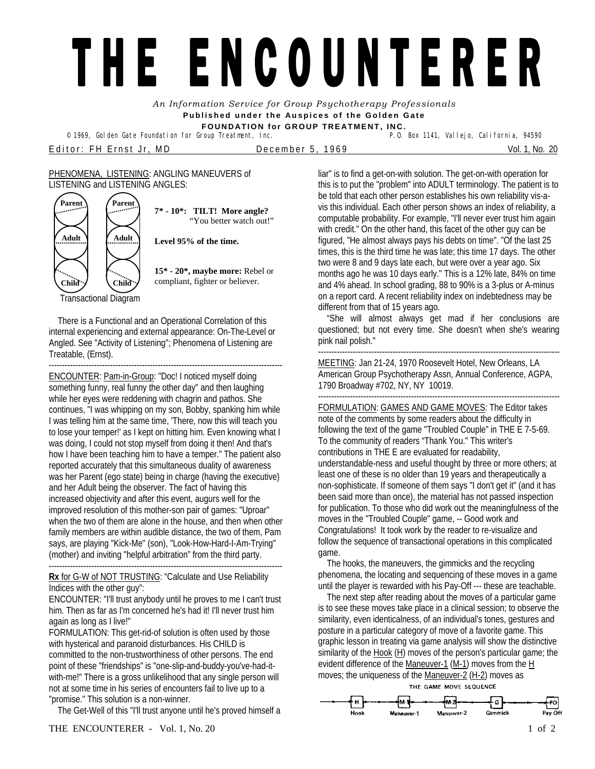# THE ENCOUNTERER

*An Information Service for Group Psychotherapy Professionals*
**Published under the Auspices of the Golden Gate FOUNDATION for GROUP TREATMENT, INC.**
© 1969, Golden Gate Foundation for Group Treatment, Inc. P.O. Box 1141, Vallejo, California, 94590

Editor: FH Ernst Jr, MD December 5, 1969 Vol. 1, No. 20

PHENOMENA, LISTENING: ANGLING MANEUVERS of LISTENING and LISTENING ANGLES:

Parent Parent
Adult Adult
Child Child

Transactional Diagram

**7* - 10*: TILT! More angle?** "You better watch out!"

**Level 95% of the time.**

**15* - 20*, maybe more:** Rebel or compliant, fighter or believer.

There is a Functional and an Operational Correlation of this internal experiencing and external appearance: On-The-Level or Angled. See "Activity of Listening"; Phenomena of Listening are Treatable, (Ernst).

---

ENCOUNTER: Pam-in-Group: "Doc! I noticed myself doing something funny, real funny the other day" and then laughing while her eyes were reddening with chagrin and pathos. She continues, "I was whipping on my son, Bobby, spanking him while I was telling him at the same time, 'There, now this will teach you to lose your temper!' as I kept on hitting him. Even knowing what I was doing, I could not stop myself from doing it then! And that's how I have been teaching him to have a temper." The patient also reported accurately that this simultaneous duality of awareness was her Parent (ego state) being in charge (having the executive) and her Adult being the observer. The fact of having this increased objectivity and after this event, augurs well for the improved resolution of this mother-son pair of games: "Uproar" when the two of them are alone in the house, and then when other family members are within audible distance, the two of them, Pam says, are playing "Kick-Me" (son), "Look-How-Hard-I-Am-Trying" (mother) and inviting "helpful arbitration" from the third party.

---

**Rx** for G-W of NOT TRUSTING: "Calculate and Use Reliability Indices with the other guy":

ENCOUNTER: "I'll trust anybody until he proves to me I can't trust him. Then as far as I'm concerned he's had it! I'll never trust him again as long as I live!"

FORMULATION: This get-rid-of solution is often used by those with hysterical and paranoid disturbances. His CHILD is committed to the non-trustworthiness of other persons. The end point of these "friendships" is "one-slip-and-buddy-you've-had-it-with-me!" There is a gross unlikelihood that any single person will not at some time in his series of encounters fail to live up to a "promise." This solution is a non-winner.

The Get-Well of this "I'll trust anyone until he's proved himself a liar" is to find a get-on-with solution. The get-on-with operation for this is to put the "problem" into ADULT terminology. The patient is to be told that each other person establishes his own reliability vis-a-vis this individual. Each other person shows an index of reliability, a computable probability. For example, "I'll never ever trust him again with credit." On the other hand, this facet of the other guy can be figured, "He almost always pays his debts on time". "Of the last 25 times, this is the third time he was late; this time 17 days. The other two were 8 and 9 days late each, but were over a year ago. Six months ago he was 10 days early." This is a 12% late, 84% on time and 4% ahead. In school grading, 88 to 90% is a 3-plus or A-minus on a report card. A recent reliability index on indebtedness may be different from that of 15 years ago.

"She will almost always get mad if her conclusions are questioned; but not every time. She doesn't when she's wearing pink nail polish."

---

MEETING: Jan 21-24, 1970 Roosevelt Hotel, New Orleans, LA American Group Psychotherapy Assn, Annual Conference, AGPA, 1790 Broadway #702, NY, NY 10019.

---

FORMULATION: GAMES AND GAME MOVES: The Editor takes note of the comments by some readers about the difficulty in following the text of the game "Troubled Couple" in THE E 7-5-69. To the community of readers "Thank You." This writer's contributions in THE E are evaluated for readability, understandable-ness and useful thought by three or more others; at least one of these is no older than 19 years and therapeutically a non-sophisticate. If someone of them says "I don't get it" (and it has been said more than once), the material has not passed inspection for publication. To those who did work out the meaningfulness of the moves in the "Troubled Couple" game, -- Good work and Congratulations! It took work by the reader to re-visualize and follow the sequence of transactional operations in this complicated game.

The hooks, the maneuvers, the gimmicks and the recycling phenomena, the locating and sequencing of these moves in a game until the player is rewarded with his Pay-Off --- these are teachable.

The next step after reading about the moves of a particular game is to see these moves take place in a clinical session; to observe the similarity, even identicalness, of an individual's tones, gestures and posture in a particular category of move of a favorite game. This graphic lesson in treating via game analysis will show the distinctive similarity of the Hook (H) moves of the person's particular game; the evident difference of the Maneuver-1 (M-1) moves from the H moves; the uniqueness of the Maneuver-2 (H-2) moves as

THE GAME MOVE SEQUENCE

H (Hook) → M-1 (Maneuver-1) → M-2 (Maneuver-2) → G (Gimmick) → PO (Pay-Off)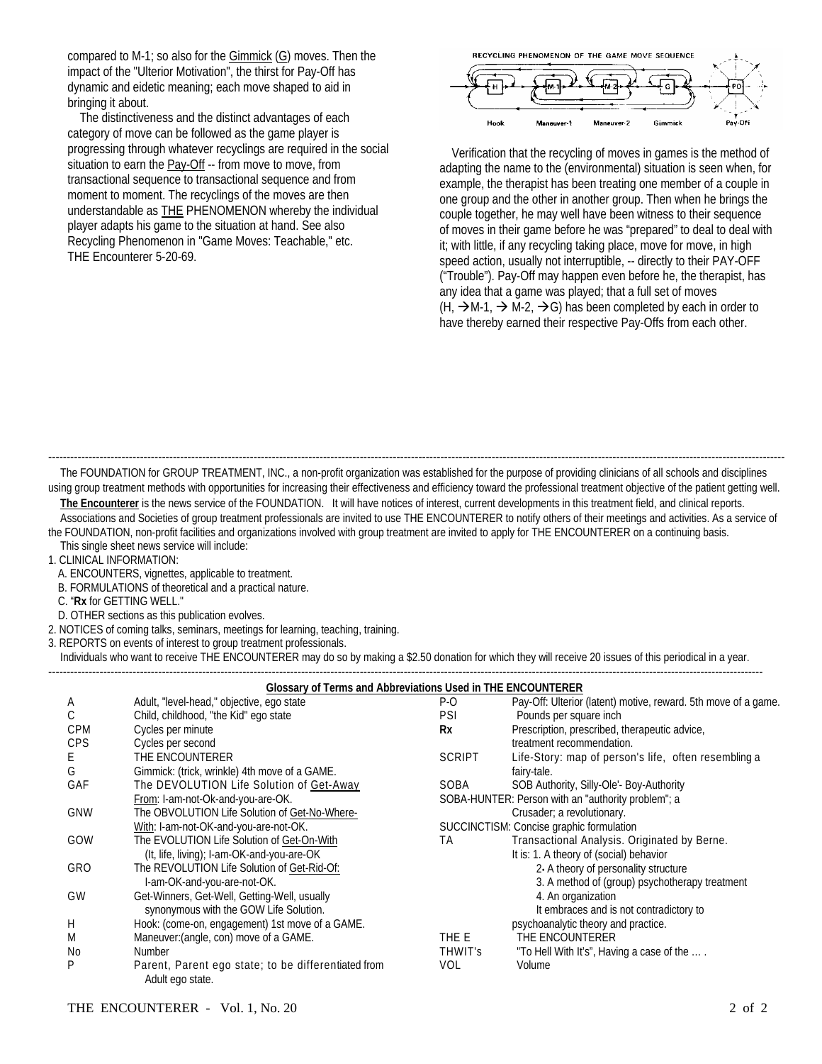compared to M-1; so also for the Gimmick (G) moves. Then the impact of the "Ulterior Motivation", the thirst for Pay-Off has dynamic and eidetic meaning; each move shaped to aid in bringing it about.

The distinctiveness and the distinct advantages of each category of move can be followed as the game player is progressing through whatever recyclings are required in the social situation to earn the Pay-Off -- from move to move, from transactional sequence to transactional sequence and from moment to moment. The recyclings of the moves are then understandable as THE PHENOMENON whereby the individual player adapts his game to the situation at hand. See also Recycling Phenomenon in "Game Moves: Teachable," etc.
THE Encounterer 5-20-69.

RECYCLING PHENOMENON OF THE GAME MOVE SEQUENCE

H M-1 M-2 G PO

Hook Maneuver-1 Maneuver-2 Gimmick Pay-Off

Verification that the recycling of moves in games is the method of adapting the name to the (environmental) situation is seen when, for example, the therapist has been treating one member of a couple in one group and the other in another group. Then when he brings the couple together, he may well have been witness to their sequence of moves in their game before he was "prepared" to deal to deal with it; with little, if any recycling taking place, move for move, in high speed action, usually not interruptible, -- directly to their PAY-OFF ("Trouble"). Pay-Off may happen even before he, the therapist, has any idea that a game was played; that a full set of moves (H, → M-1, → M-2, → G) has been completed by each in order to have thereby earned their respective Pay-Offs from each other.

---

The FOUNDATION for GROUP TREATMENT, INC., a non-profit organization was established for the purpose of providing clinicians of all schools and disciplines using group treatment methods with opportunities for increasing their effectiveness and efficiency toward the professional treatment objective of the patient getting well.

**The Encounterer** is the news service of the FOUNDATION. It will have notices of interest, current developments in this treatment field, and clinical reports.

Associations and Societies of group treatment professionals are invited to use THE ENCOUNTERER to notify others of their meetings and activities. As a service of the FOUNDATION, non-profit facilities and organizations involved with group treatment are invited to apply for THE ENCOUNTERER on a continuing basis.

This single sheet news service will include:

1. CLINICAL INFORMATION:
   A. ENCOUNTERS, vignettes, applicable to treatment.
   B. FORMULATIONS of theoretical and a practical nature.
   C. "**Rx** for GETTING WELL."
   D. OTHER sections as this publication evolves.
2. NOTICES of coming talks, seminars, meetings for learning, teaching, training.
3. REPORTS on events of interest to group treatment professionals.

Individuals who want to receive THE ENCOUNTERER may do so by making a $2.50 donation for which they will receive 20 issues of this periodical in a year.

---

## Glossary of Terms and Abbreviations Used in THE ENCOUNTERER

| | | | |
|---|---|---|---|
| A | Adult, "level-head," objective, ego state | P-O | Pay-Off: Ulterior (latent) motive, reward. 5th move of a game. |
| C | Child, childhood, "the Kid" ego state | PSI | Pounds per square inch |
| CPM | Cycles per minute | **Rx** | Prescription, prescribed, therapeutic advice, treatment recommendation. |
| CPS | Cycles per second | | |
| E | THE ENCOUNTERER | SCRIPT | Life-Story: map of person's life, often resembling a fairy-tale. |
| G | Gimmick: (trick, wrinkle) 4th move of a GAME. | | |
| GAF | The DEVOLUTION Life Solution of Get-Away From: I-am-not-Ok-and-you-are-OK. | SOBA | SOB Authority, Silly-Ole'- Boy-Authority |
| | | SOBA-HUNTER: | Person with an "authority problem"; a Crusader; a revolutionary. |
| GNW | The OBVOLUTION Life Solution of Get-No-Where-With: I-am-not-OK-and-you-are-not-OK. | SUCCINCTISM: | Concise graphic formulation |
| GOW | The EVOLUTION Life Solution of Get-On-With (It, life, living); I-am-OK-and-you-are-OK | TA | Transactional Analysis. Originated by Berne. It is: 1. A theory of (social) behavior 2. A theory of personality structure 3. A method of (group) psychotherapy treatment 4. An organization. It embraces and is not contradictory to psychoanalytic theory and practice. |
| GRO | The REVOLUTION Life Solution of Get-Rid-Of: I-am-OK-and-you-are-not-OK. | | |
| GW | Get-Winners, Get-Well, Getting-Well, usually synonymous with the GOW Life Solution. | | |
| H | Hook: (come-on, engagement) 1st move of a GAME. | | |
| M | Maneuver:(angle, con) move of a GAME. | THE E | THE ENCOUNTERER |
| No | Number | THWIT's | "To Hell With It's", Having a case of the … . |
| P | Parent, Parent ego state; to be differentiated from Adult ego state. | VOL | Volume |

THE ENCOUNTERER - Vol. 1, No. 20